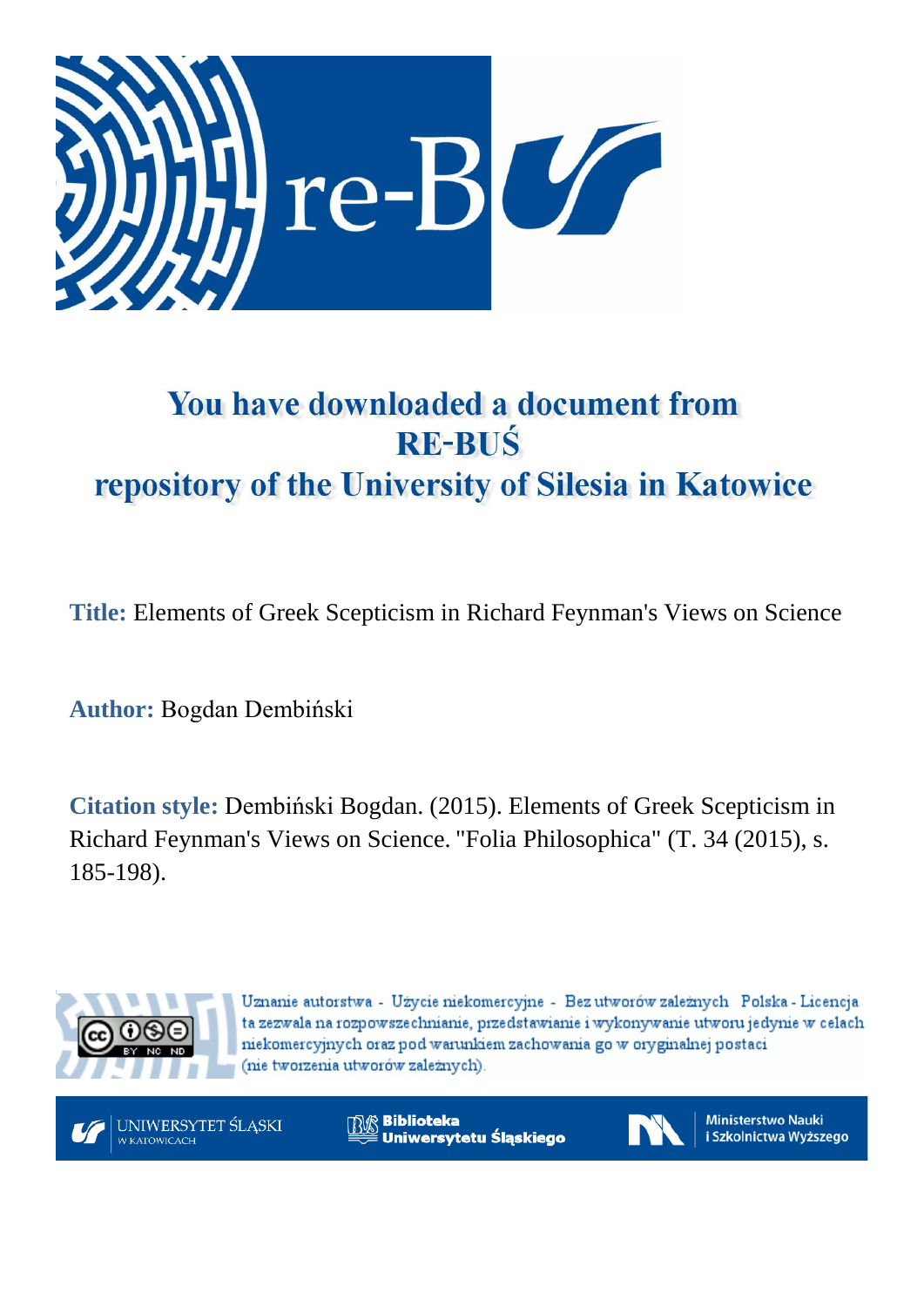# You have downloaded a document from RE-BUŚ repository of the University of Silesia in Katowice

**Title:** Elements of Greek Scepticism in Richard Feynman's Views on Science

**Author:** Bogdan Dembiński

**Citation style:** Dembiński Bogdan. (2015). Elements of Greek Scepticism in Richard Feynman's Views on Science. "Folia Philosophica" (T. 34 (2015), s. 185-198).

Uznanie autorstwa - Użycie niekomercyjne - Bez utworów zależnych Polska - Licencja ta zezwala na rozpowszechnianie, przedstawianie i wykonywanie utworu jedynie w celach niekomercyjnych oraz pod warunkiem zachowania go w oryginalnej postaci (nie tworzenia utworów zależnych).

UNIWERSYTET ŚLĄSKI W KATOWICACH

Biblioteka Uniwersytetu Śląskiego

Ministerstwo Nauki i Szkolnictwa Wyższego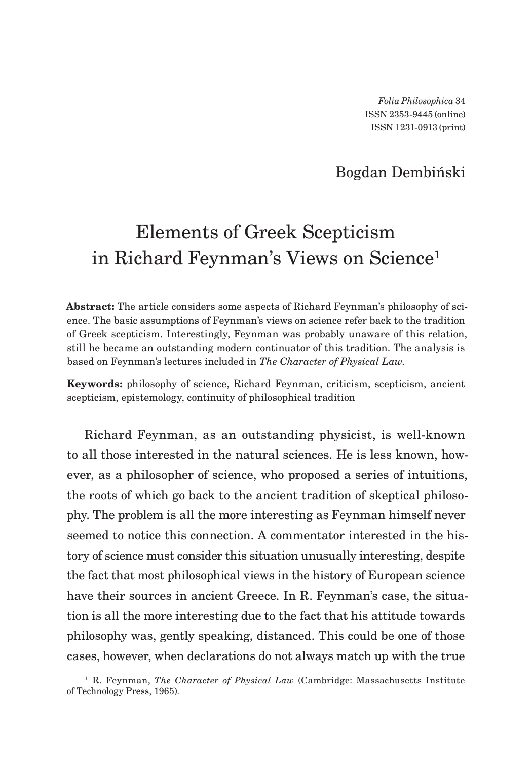*Folia Philosophica* 34
ISSN 2353-9445 (online)
ISSN 1231-0913 (print)

Bogdan Dembiński

# Elements of Greek Scepticism in Richard Feynman's Views on Science[1]

**Abstract:** The article considers some aspects of Richard Feynman's philosophy of science. The basic assumptions of Feynman's views on science refer back to the tradition of Greek scepticism. Interestingly, Feynman was probably unaware of this relation, still he became an outstanding modern continuator of this tradition. The analysis is based on Feynman's lectures included in *The Character of Physical Law*.

**Keywords:** philosophy of science, Richard Feynman, criticism, scepticism, ancient scepticism, epistemology, continuity of philosophical tradition

Richard Feynman, as an outstanding physicist, is well-known to all those interested in the natural sciences. He is less known, however, as a philosopher of science, who proposed a series of intuitions, the roots of which go back to the ancient tradition of skeptical philosophy. The problem is all the more interesting as Feynman himself never seemed to notice this connection. A commentator interested in the history of science must consider this situation unusually interesting, despite the fact that most philosophical views in the history of European science have their sources in ancient Greece. In R. Feynman's case, the situation is all the more interesting due to the fact that his attitude towards philosophy was, gently speaking, distanced. This could be one of those cases, however, when declarations do not always match up with the true

[1] R. Feynman, *The Character of Physical Law* (Cambridge: Massachusetts Institute of Technology Press, 1965).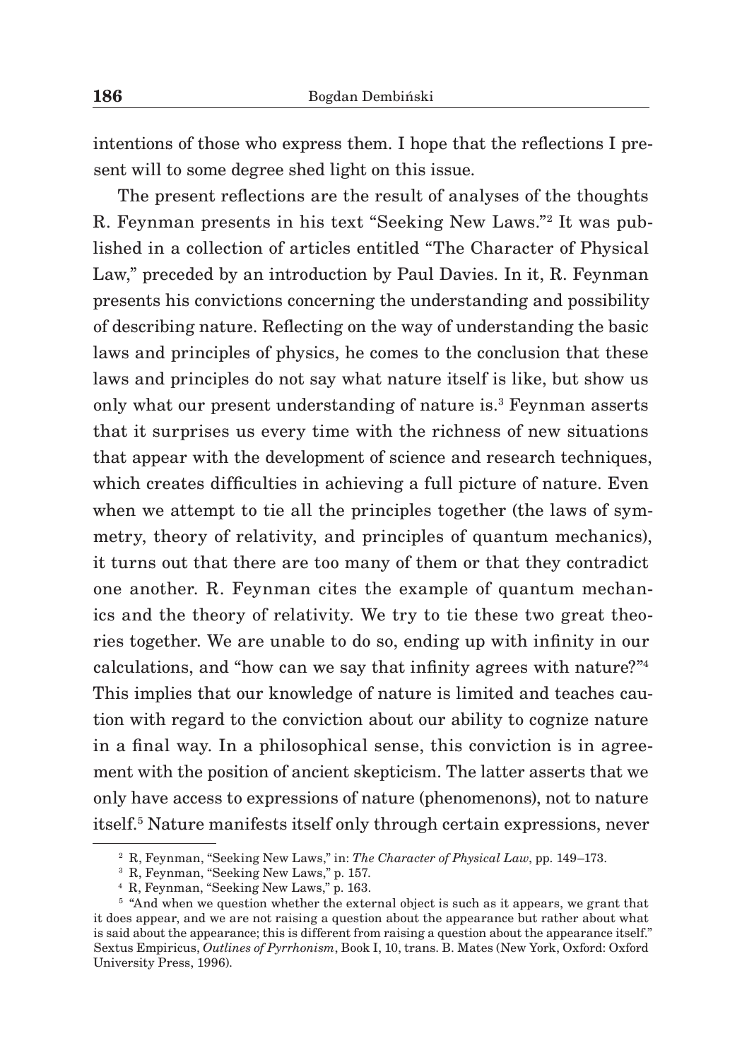intentions of those who express them. I hope that the reflections I present will to some degree shed light on this issue.

The present reflections are the result of analyses of the thoughts R. Feynman presents in his text "Seeking New Laws."[2] It was published in a collection of articles entitled "The Character of Physical Law," preceded by an introduction by Paul Davies. In it, R. Feynman presents his convictions concerning the understanding and possibility of describing nature. Reflecting on the way of understanding the basic laws and principles of physics, he comes to the conclusion that these laws and principles do not say what nature itself is like, but show us only what our present understanding of nature is.[3] Feynman asserts that it surprises us every time with the richness of new situations that appear with the development of science and research techniques, which creates difficulties in achieving a full picture of nature. Even when we attempt to tie all the principles together (the laws of symmetry, theory of relativity, and principles of quantum mechanics), it turns out that there are too many of them or that they contradict one another. R. Feynman cites the example of quantum mechanics and the theory of relativity. We try to tie these two great theories together. We are unable to do so, ending up with infinity in our calculations, and "how can we say that infinity agrees with nature?"[4] This implies that our knowledge of nature is limited and teaches caution with regard to the conviction about our ability to cognize nature in a final way. In a philosophical sense, this conviction is in agreement with the position of ancient skepticism. The latter asserts that we only have access to expressions of nature (phenomenons), not to nature itself.[5] Nature manifests itself only through certain expressions, never

---

[2] R, Feynman, "Seeking New Laws," in: *The Character of Physical Law*, pp. 149–173.

[3] R, Feynman, "Seeking New Laws," p. 157.

[4] R, Feynman, "Seeking New Laws," p. 163.

[5] "And when we question whether the external object is such as it appears, we grant that it does appear, and we are not raising a question about the appearance but rather about what is said about the appearance; this is different from raising a question about the appearance itself." Sextus Empiricus, *Outlines of Pyrrhonism*, Book I, 10, trans. B. Mates (New York, Oxford: Oxford University Press, 1996).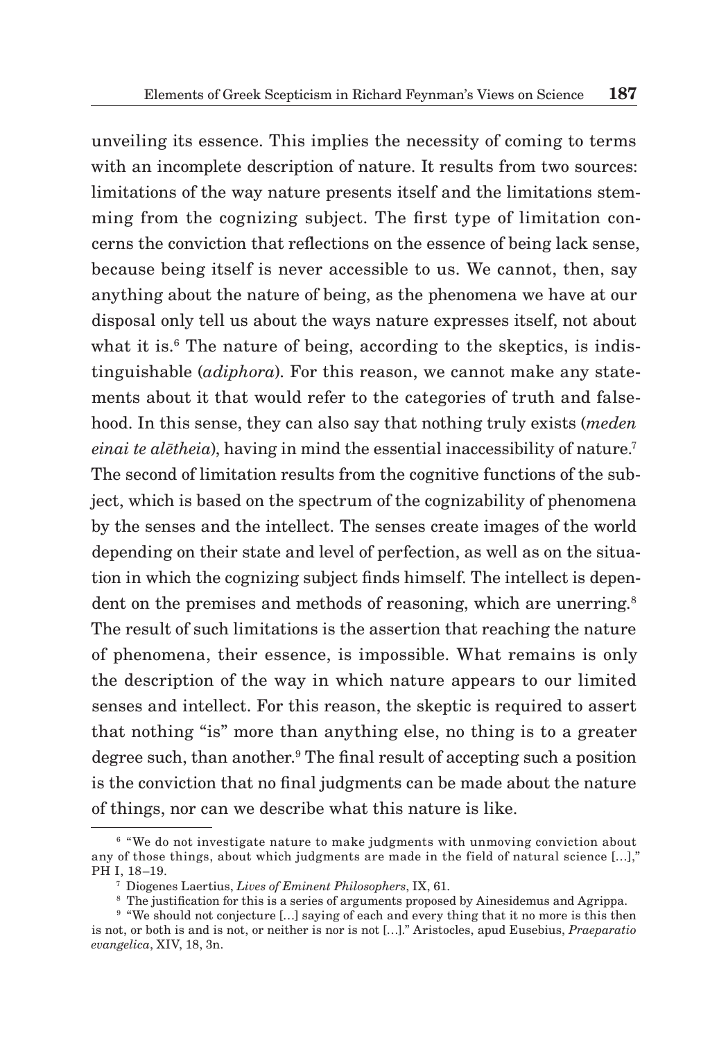unveiling its essence. This implies the necessity of coming to terms with an incomplete description of nature. It results from two sources: limitations of the way nature presents itself and the limitations stemming from the cognizing subject. The first type of limitation concerns the conviction that reflections on the essence of being lack sense, because being itself is never accessible to us. We cannot, then, say anything about the nature of being, as the phenomena we have at our disposal only tell us about the ways nature expresses itself, not about what it is.[6] The nature of being, according to the skeptics, is indistinguishable (*adiphora*). For this reason, we cannot make any statements about it that would refer to the categories of truth and falsehood. In this sense, they can also say that nothing truly exists (*meden einai te alētheia*), having in mind the essential inaccessibility of nature.[7] The second of limitation results from the cognitive functions of the subject, which is based on the spectrum of the cognizability of phenomena by the senses and the intellect. The senses create images of the world depending on their state and level of perfection, as well as on the situation in which the cognizing subject finds himself. The intellect is dependent on the premises and methods of reasoning, which are unerring.[8] The result of such limitations is the assertion that reaching the nature of phenomena, their essence, is impossible. What remains is only the description of the way in which nature appears to our limited senses and intellect. For this reason, the skeptic is required to assert that nothing "is" more than anything else, no thing is to a greater degree such, than another.[9] The final result of accepting such a position is the conviction that no final judgments can be made about the nature of things, nor can we describe what this nature is like.

---

[6] "We do not investigate nature to make judgments with unmoving conviction about any of those things, about which judgments are made in the field of natural science […]," PH I, 18–19.

[7] Diogenes Laertius, *Lives of Eminent Philosophers*, IX, 61.

[8] The justification for this is a series of arguments proposed by Ainesidemus and Agrippa.

[9] "We should not conjecture […] saying of each and every thing that it no more is this then is not, or both is and is not, or neither is nor is not […]." Aristocles, apud Eusebius, *Praeparatio evangelica*, XIV, 18, 3n.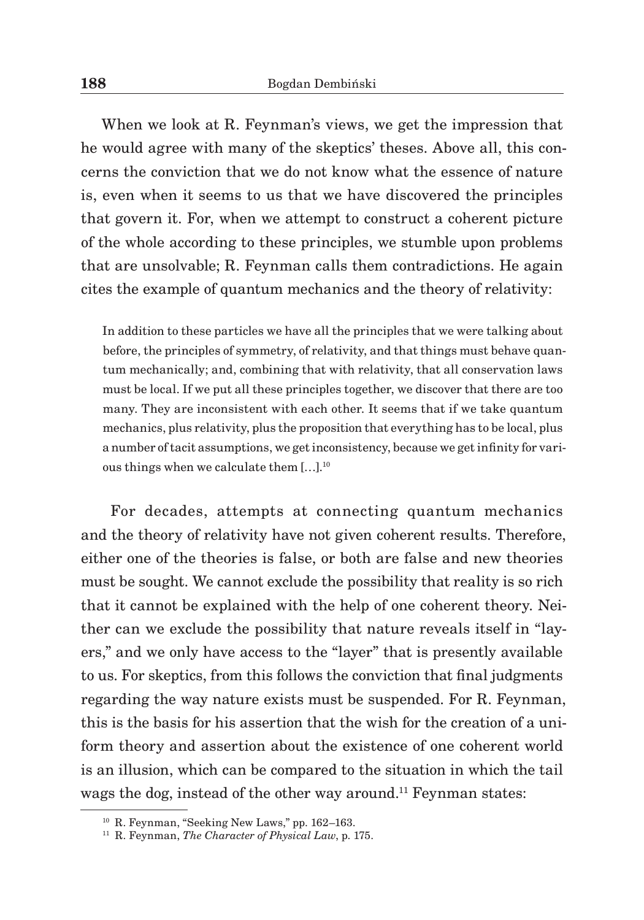When we look at R. Feynman's views, we get the impression that he would agree with many of the skeptics' theses. Above all, this concerns the conviction that we do not know what the essence of nature is, even when it seems to us that we have discovered the principles that govern it. For, when we attempt to construct a coherent picture of the whole according to these principles, we stumble upon problems that are unsolvable; R. Feynman calls them contradictions. He again cites the example of quantum mechanics and the theory of relativity:

> In addition to these particles we have all the principles that we were talking about before, the principles of symmetry, of relativity, and that things must behave quantum mechanically; and, combining that with relativity, that all conservation laws must be local. If we put all these principles together, we discover that there are too many. They are inconsistent with each other. It seems that if we take quantum mechanics, plus relativity, plus the proposition that everything has to be local, plus a number of tacit assumptions, we get inconsistency, because we get infinity for various things when we calculate them […].[10]

For decades, attempts at connecting quantum mechanics and the theory of relativity have not given coherent results. Therefore, either one of the theories is false, or both are false and new theories must be sought. We cannot exclude the possibility that reality is so rich that it cannot be explained with the help of one coherent theory. Neither can we exclude the possibility that nature reveals itself in "layers," and we only have access to the "layer" that is presently available to us. For skeptics, from this follows the conviction that final judgments regarding the way nature exists must be suspended. For R. Feynman, this is the basis for his assertion that the wish for the creation of a uniform theory and assertion about the existence of one coherent world is an illusion, which can be compared to the situation in which the tail wags the dog, instead of the other way around.[11] Feynman states:

[10] R. Feynman, "Seeking New Laws," pp. 162–163.

[11] R. Feynman, *The Character of Physical Law*, p. 175.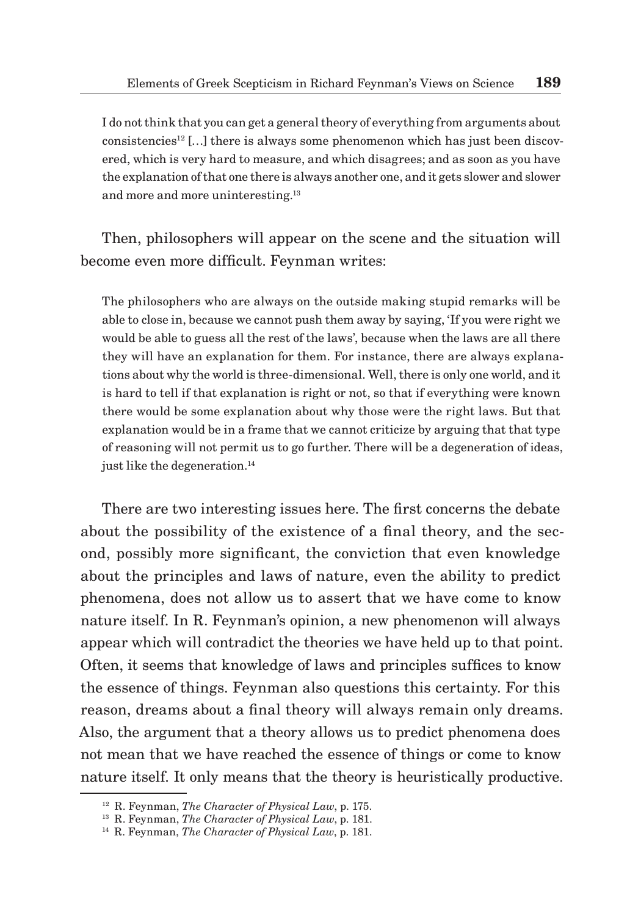> I do not think that you can get a general theory of everything from arguments about consistencies[12] […] there is always some phenomenon which has just been discovered, which is very hard to measure, and which disagrees; and as soon as you have the explanation of that one there is always another one, and it gets slower and slower and more and more uninteresting.[13]

Then, philosophers will appear on the scene and the situation will become even more difficult. Feynman writes:

> The philosophers who are always on the outside making stupid remarks will be able to close in, because we cannot push them away by saying, 'If you were right we would be able to guess all the rest of the laws', because when the laws are all there they will have an explanation for them. For instance, there are always explanations about why the world is three-dimensional. Well, there is only one world, and it is hard to tell if that explanation is right or not, so that if everything were known there would be some explanation about why those were the right laws. But that explanation would be in a frame that we cannot criticize by arguing that that type of reasoning will not permit us to go further. There will be a degeneration of ideas, just like the degeneration.[14]

There are two interesting issues here. The first concerns the debate about the possibility of the existence of a final theory, and the second, possibly more significant, the conviction that even knowledge about the principles and laws of nature, even the ability to predict phenomena, does not allow us to assert that we have come to know nature itself. In R. Feynman's opinion, a new phenomenon will always appear which will contradict the theories we have held up to that point. Often, it seems that knowledge of laws and principles suffices to know the essence of things. Feynman also questions this certainty. For this reason, dreams about a final theory will always remain only dreams. Also, the argument that a theory allows us to predict phenomena does not mean that we have reached the essence of things or come to know nature itself. It only means that the theory is heuristically productive.

---

[12] R. Feynman, *The Character of Physical Law*, p. 175.

[13] R. Feynman, *The Character of Physical Law*, p. 181.

[14] R. Feynman, *The Character of Physical Law*, p. 181.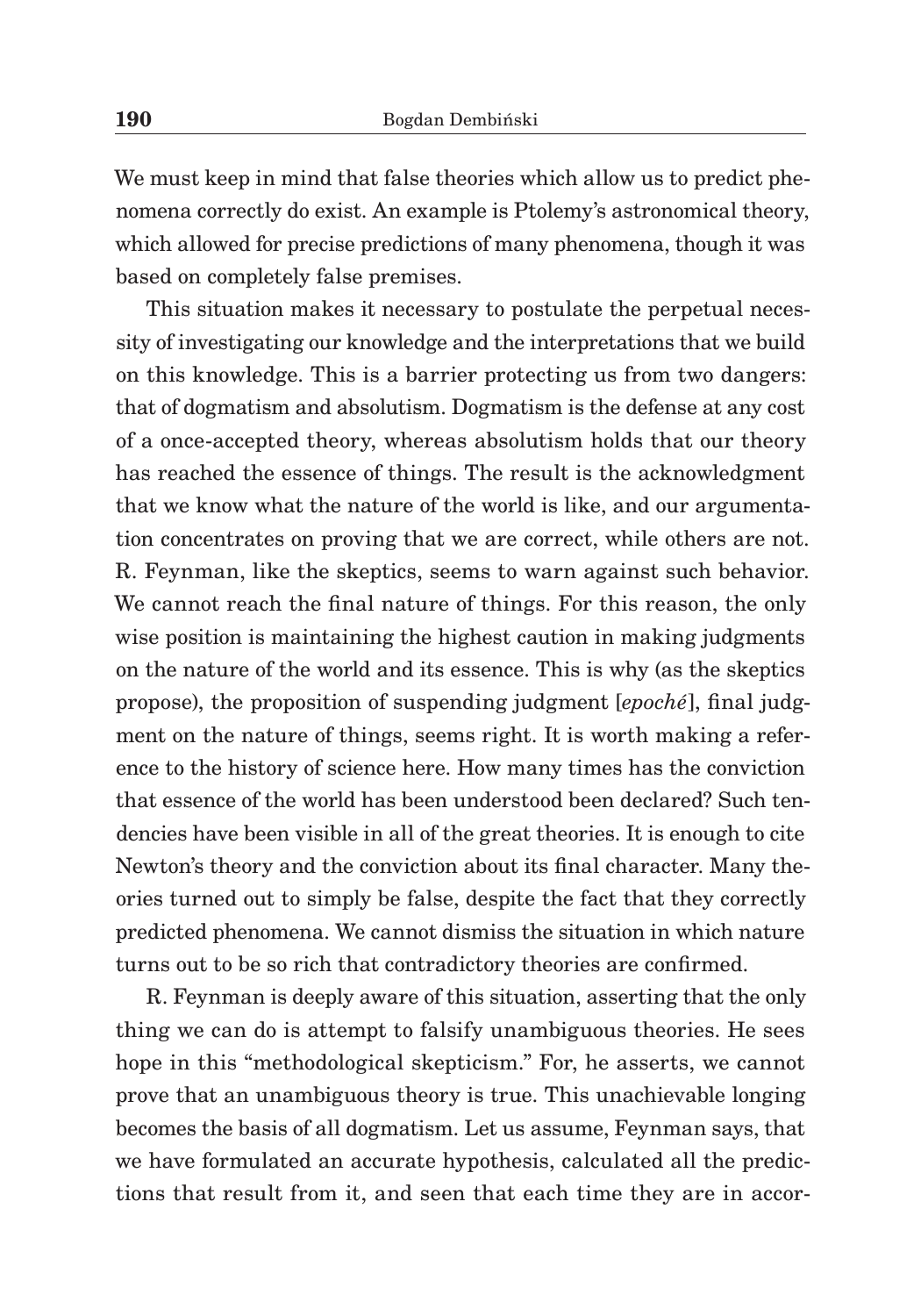We must keep in mind that false theories which allow us to predict phenomena correctly do exist. An example is Ptolemy's astronomical theory, which allowed for precise predictions of many phenomena, though it was based on completely false premises.

This situation makes it necessary to postulate the perpetual necessity of investigating our knowledge and the interpretations that we build on this knowledge. This is a barrier protecting us from two dangers: that of dogmatism and absolutism. Dogmatism is the defense at any cost of a once-accepted theory, whereas absolutism holds that our theory has reached the essence of things. The result is the acknowledgment that we know what the nature of the world is like, and our argumentation concentrates on proving that we are correct, while others are not. R. Feynman, like the skeptics, seems to warn against such behavior. We cannot reach the final nature of things. For this reason, the only wise position is maintaining the highest caution in making judgments on the nature of the world and its essence. This is why (as the skeptics propose), the proposition of suspending judgment [*epoché*], final judgment on the nature of things, seems right. It is worth making a reference to the history of science here. How many times has the conviction that essence of the world has been understood been declared? Such tendencies have been visible in all of the great theories. It is enough to cite Newton's theory and the conviction about its final character. Many theories turned out to simply be false, despite the fact that they correctly predicted phenomena. We cannot dismiss the situation in which nature turns out to be so rich that contradictory theories are confirmed.

R. Feynman is deeply aware of this situation, asserting that the only thing we can do is attempt to falsify unambiguous theories. He sees hope in this "methodological skepticism." For, he asserts, we cannot prove that an unambiguous theory is true. This unachievable longing becomes the basis of all dogmatism. Let us assume, Feynman says, that we have formulated an accurate hypothesis, calculated all the predictions that result from it, and seen that each time they are in accor-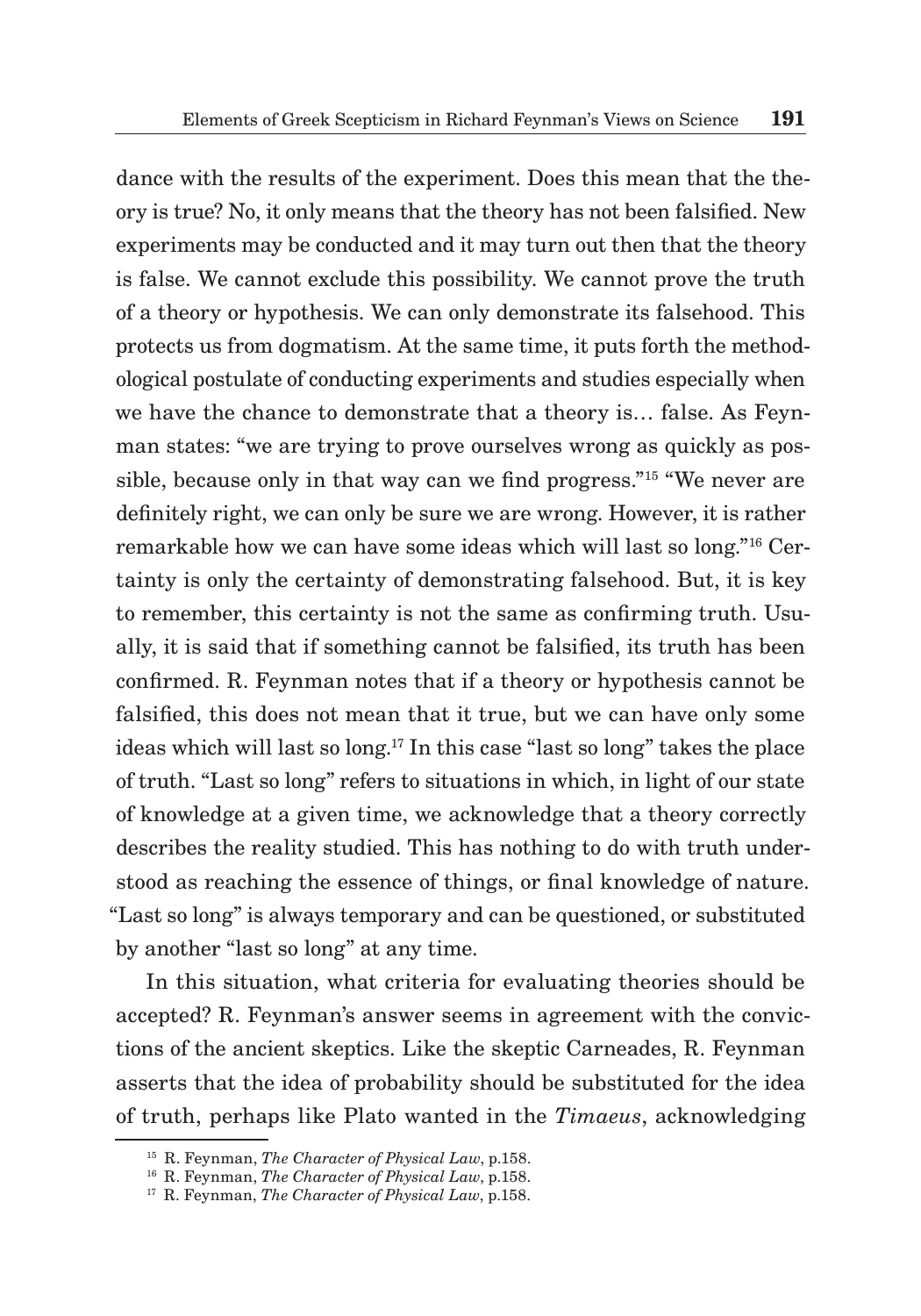dance with the results of the experiment. Does this mean that the theory is true? No, it only means that the theory has not been falsified. New experiments may be conducted and it may turn out then that the theory is false. We cannot exclude this possibility. We cannot prove the truth of a theory or hypothesis. We can only demonstrate its falsehood. This protects us from dogmatism. At the same time, it puts forth the methodological postulate of conducting experiments and studies especially when we have the chance to demonstrate that a theory is… false. As Feynman states: "we are trying to prove ourselves wrong as quickly as possible, because only in that way can we find progress."[15] "We never are definitely right, we can only be sure we are wrong. However, it is rather remarkable how we can have some ideas which will last so long."[16] Certainty is only the certainty of demonstrating falsehood. But, it is key to remember, this certainty is not the same as confirming truth. Usually, it is said that if something cannot be falsified, its truth has been confirmed. R. Feynman notes that if a theory or hypothesis cannot be falsified, this does not mean that it true, but we can have only some ideas which will last so long.[17] In this case "last so long" takes the place of truth. "Last so long" refers to situations in which, in light of our state of knowledge at a given time, we acknowledge that a theory correctly describes the reality studied. This has nothing to do with truth understood as reaching the essence of things, or final knowledge of nature. "Last so long" is always temporary and can be questioned, or substituted by another "last so long" at any time.

In this situation, what criteria for evaluating theories should be accepted? R. Feynman's answer seems in agreement with the convictions of the ancient skeptics. Like the skeptic Carneades, R. Feynman asserts that the idea of probability should be substituted for the idea of truth, perhaps like Plato wanted in the *Timaeus*, acknowledging

---

[15] R. Feynman, *The Character of Physical Law*, p.158.

[16] R. Feynman, *The Character of Physical Law*, p.158.

[17] R. Feynman, *The Character of Physical Law*, p.158.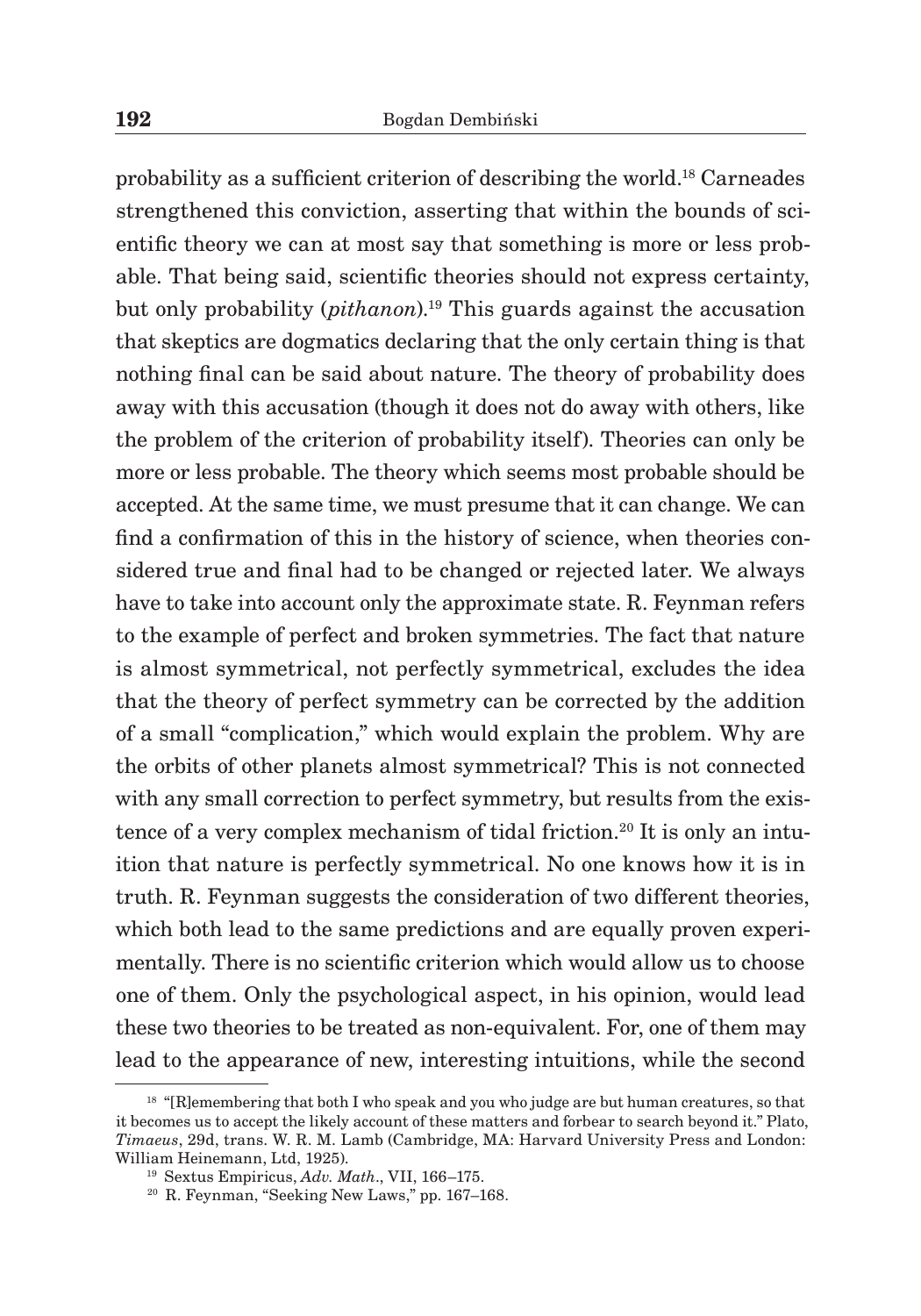probability as a sufficient criterion of describing the world.[18] Carneades strengthened this conviction, asserting that within the bounds of scientific theory we can at most say that something is more or less probable. That being said, scientific theories should not express certainty, but only probability (*pithanon*).[19] This guards against the accusation that skeptics are dogmatics declaring that the only certain thing is that nothing final can be said about nature. The theory of probability does away with this accusation (though it does not do away with others, like the problem of the criterion of probability itself). Theories can only be more or less probable. The theory which seems most probable should be accepted. At the same time, we must presume that it can change. We can find a confirmation of this in the history of science, when theories considered true and final had to be changed or rejected later. We always have to take into account only the approximate state. R. Feynman refers to the example of perfect and broken symmetries. The fact that nature is almost symmetrical, not perfectly symmetrical, excludes the idea that the theory of perfect symmetry can be corrected by the addition of a small "complication," which would explain the problem. Why are the orbits of other planets almost symmetrical? This is not connected with any small correction to perfect symmetry, but results from the existence of a very complex mechanism of tidal friction.[20] It is only an intuition that nature is perfectly symmetrical. No one knows how it is in truth. R. Feynman suggests the consideration of two different theories, which both lead to the same predictions and are equally proven experimentally. There is no scientific criterion which would allow us to choose one of them. Only the psychological aspect, in his opinion, would lead these two theories to be treated as non-equivalent. For, one of them may lead to the appearance of new, interesting intuitions, while the second

---

[18] "[R]emembering that both I who speak and you who judge are but human creatures, so that it becomes us to accept the likely account of these matters and forbear to search beyond it." Plato, *Timaeus*, 29d, trans. W. R. M. Lamb (Cambridge, MA: Harvard University Press and London: William Heinemann, Ltd, 1925).

[19] Sextus Empiricus, *Adv. Math*., VII, 166–175.

[20] R. Feynman, "Seeking New Laws," pp. 167–168.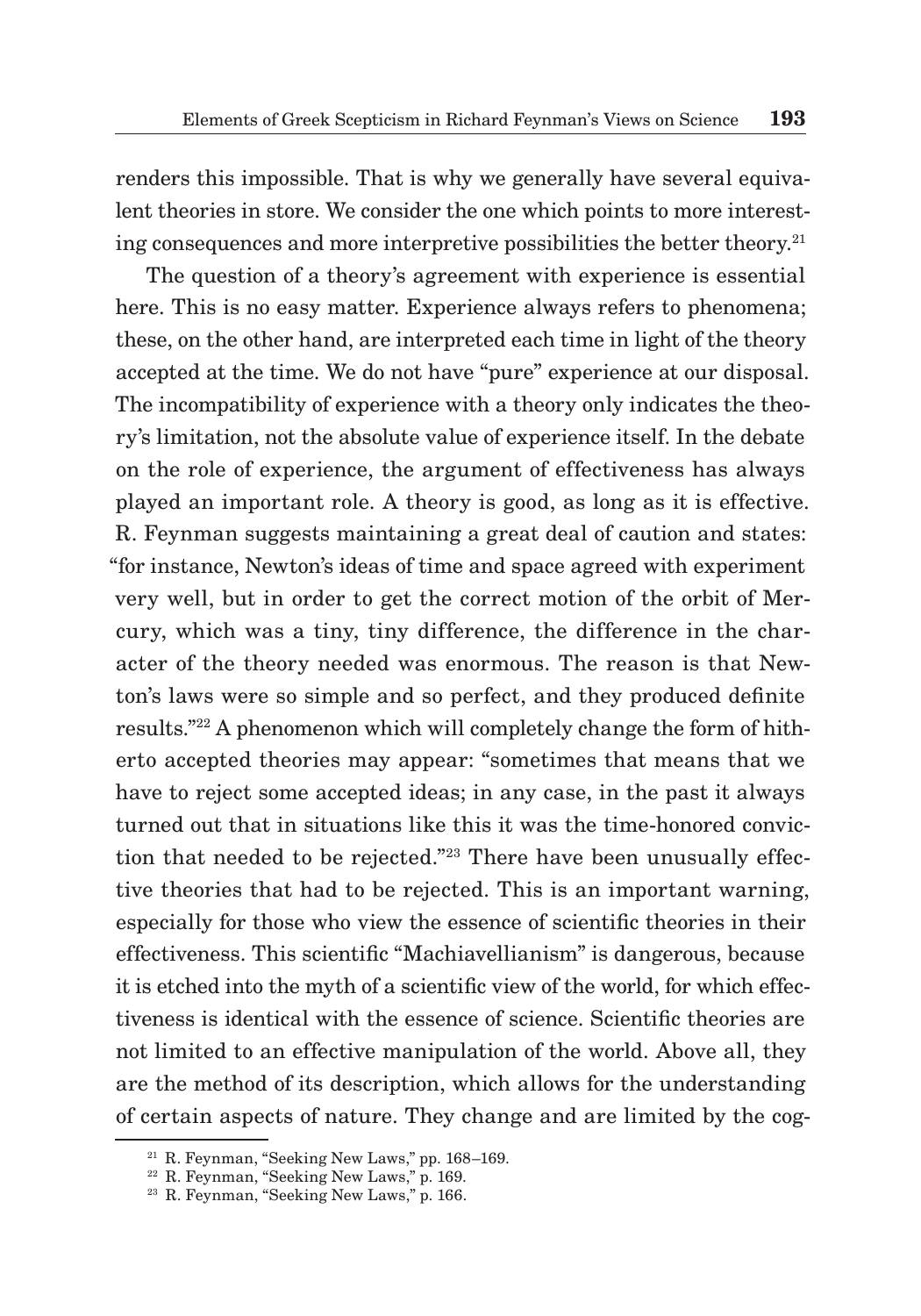renders this impossible. That is why we generally have several equivalent theories in store. We consider the one which points to more interesting consequences and more interpretive possibilities the better theory.[21]

The question of a theory's agreement with experience is essential here. This is no easy matter. Experience always refers to phenomena; these, on the other hand, are interpreted each time in light of the theory accepted at the time. We do not have "pure" experience at our disposal. The incompatibility of experience with a theory only indicates the theory's limitation, not the absolute value of experience itself. In the debate on the role of experience, the argument of effectiveness has always played an important role. A theory is good, as long as it is effective. R. Feynman suggests maintaining a great deal of caution and states: "for instance, Newton's ideas of time and space agreed with experiment very well, but in order to get the correct motion of the orbit of Mercury, which was a tiny, tiny difference, the difference in the character of the theory needed was enormous. The reason is that Newton's laws were so simple and so perfect, and they produced definite results."[22] A phenomenon which will completely change the form of hitherto accepted theories may appear: "sometimes that means that we have to reject some accepted ideas; in any case, in the past it always turned out that in situations like this it was the time-honored conviction that needed to be rejected."[23] There have been unusually effective theories that had to be rejected. This is an important warning, especially for those who view the essence of scientific theories in their effectiveness. This scientific "Machiavellianism" is dangerous, because it is etched into the myth of a scientific view of the world, for which effectiveness is identical with the essence of science. Scientific theories are not limited to an effective manipulation of the world. Above all, they are the method of its description, which allows for the understanding of certain aspects of nature. They change and are limited by the cog-

---

[21] R. Feynman, "Seeking New Laws," pp. 168–169.

[22] R. Feynman, "Seeking New Laws," p. 169.

[23] R. Feynman, "Seeking New Laws," p. 166.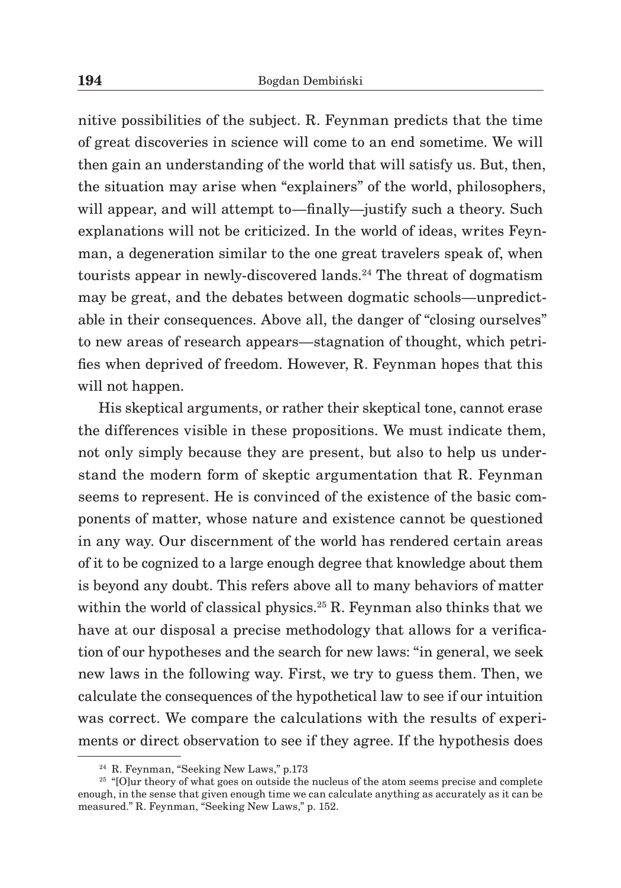nitive possibilities of the subject. R. Feynman predicts that the time of great discoveries in science will come to an end sometime. We will then gain an understanding of the world that will satisfy us. But, then, the situation may arise when "explainers" of the world, philosophers, will appear, and will attempt to—finally—justify such a theory. Such explanations will not be criticized. In the world of ideas, writes Feynman, a degeneration similar to the one great travelers speak of, when tourists appear in newly-discovered lands.[24] The threat of dogmatism may be great, and the debates between dogmatic schools—unpredictable in their consequences. Above all, the danger of "closing ourselves" to new areas of research appears—stagnation of thought, which petrifies when deprived of freedom. However, R. Feynman hopes that this will not happen.

His skeptical arguments, or rather their skeptical tone, cannot erase the differences visible in these propositions. We must indicate them, not only simply because they are present, but also to help us understand the modern form of skeptic argumentation that R. Feynman seems to represent. He is convinced of the existence of the basic components of matter, whose nature and existence cannot be questioned in any way. Our discernment of the world has rendered certain areas of it to be cognized to a large enough degree that knowledge about them is beyond any doubt. This refers above all to many behaviors of matter within the world of classical physics.[25] R. Feynman also thinks that we have at our disposal a precise methodology that allows for a verification of our hypotheses and the search for new laws: "in general, we seek new laws in the following way. First, we try to guess them. Then, we calculate the consequences of the hypothetical law to see if our intuition was correct. We compare the calculations with the results of experiments or direct observation to see if they agree. If the hypothesis does

---

[24] R. Feynman, "Seeking New Laws," p.173

[25] "[O]ur theory of what goes on outside the nucleus of the atom seems precise and complete enough, in the sense that given enough time we can calculate anything as accurately as it can be measured." R. Feynman, "Seeking New Laws," p. 152.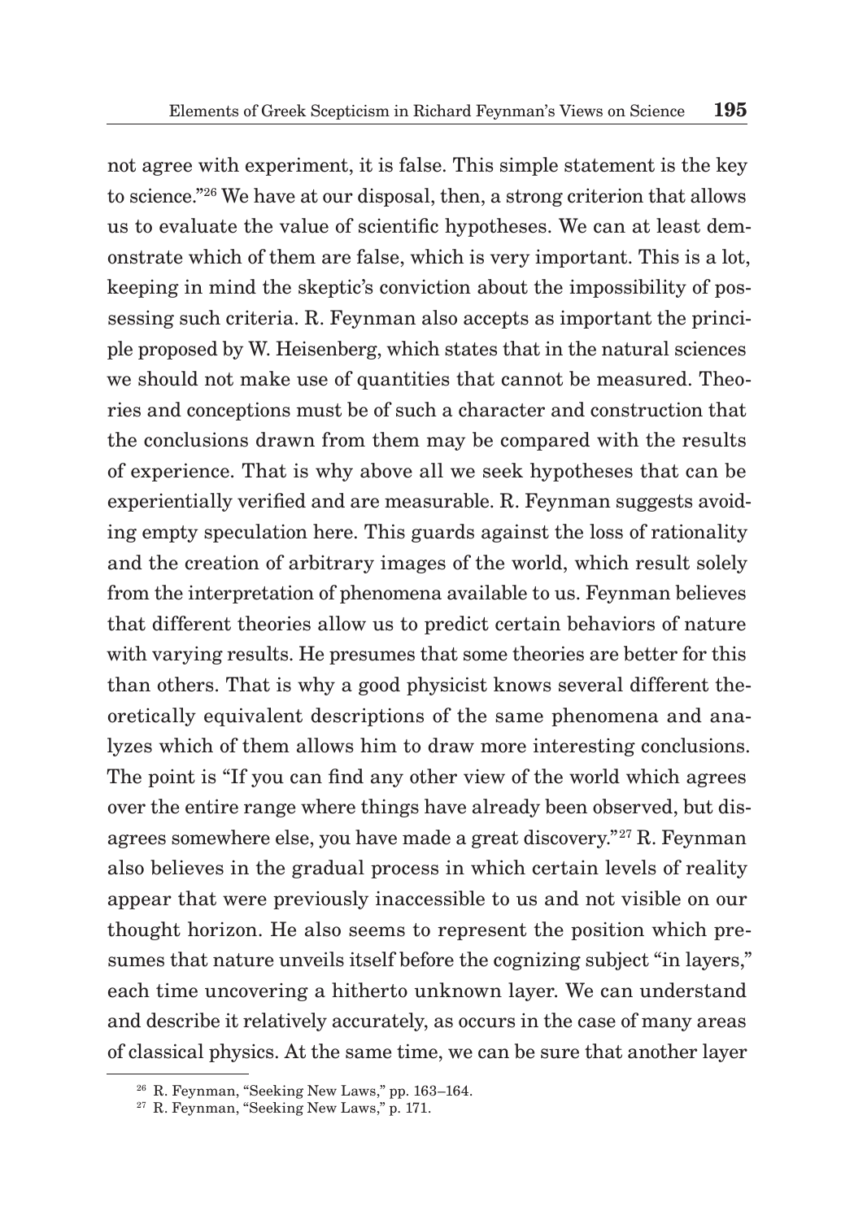not agree with experiment, it is false. This simple statement is the key to science."[26] We have at our disposal, then, a strong criterion that allows us to evaluate the value of scientific hypotheses. We can at least demonstrate which of them are false, which is very important. This is a lot, keeping in mind the skeptic's conviction about the impossibility of possessing such criteria. R. Feynman also accepts as important the principle proposed by W. Heisenberg, which states that in the natural sciences we should not make use of quantities that cannot be measured. Theories and conceptions must be of such a character and construction that the conclusions drawn from them may be compared with the results of experience. That is why above all we seek hypotheses that can be experientially verified and are measurable. R. Feynman suggests avoiding empty speculation here. This guards against the loss of rationality and the creation of arbitrary images of the world, which result solely from the interpretation of phenomena available to us. Feynman believes that different theories allow us to predict certain behaviors of nature with varying results. He presumes that some theories are better for this than others. That is why a good physicist knows several different theoretically equivalent descriptions of the same phenomena and analyzes which of them allows him to draw more interesting conclusions. The point is "If you can find any other view of the world which agrees over the entire range where things have already been observed, but disagrees somewhere else, you have made a great discovery."[27] R. Feynman also believes in the gradual process in which certain levels of reality appear that were previously inaccessible to us and not visible on our thought horizon. He also seems to represent the position which presumes that nature unveils itself before the cognizing subject "in layers," each time uncovering a hitherto unknown layer. We can understand and describe it relatively accurately, as occurs in the case of many areas of classical physics. At the same time, we can be sure that another layer

---

[26] R. Feynman, "Seeking New Laws," pp. 163–164.

[27] R. Feynman, "Seeking New Laws," p. 171.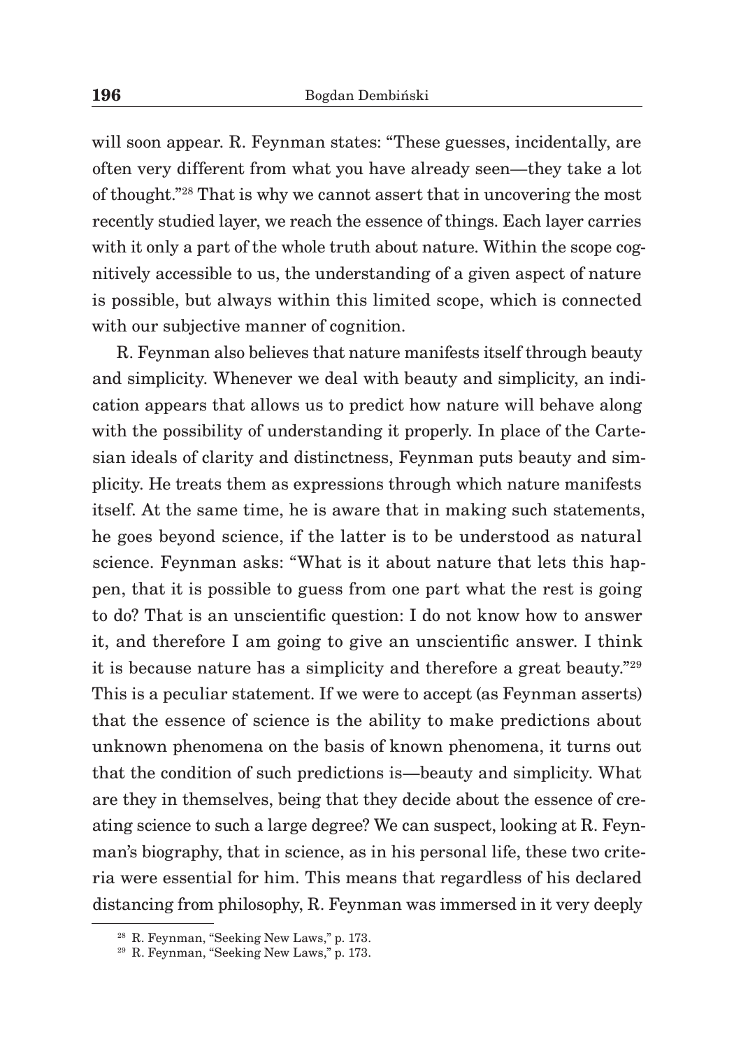will soon appear. R. Feynman states: "These guesses, incidentally, are often very different from what you have already seen—they take a lot of thought."[28] That is why we cannot assert that in uncovering the most recently studied layer, we reach the essence of things. Each layer carries with it only a part of the whole truth about nature. Within the scope cognitively accessible to us, the understanding of a given aspect of nature is possible, but always within this limited scope, which is connected with our subjective manner of cognition.

R. Feynman also believes that nature manifests itself through beauty and simplicity. Whenever we deal with beauty and simplicity, an indication appears that allows us to predict how nature will behave along with the possibility of understanding it properly. In place of the Cartesian ideals of clarity and distinctness, Feynman puts beauty and simplicity. He treats them as expressions through which nature manifests itself. At the same time, he is aware that in making such statements, he goes beyond science, if the latter is to be understood as natural science. Feynman asks: "What is it about nature that lets this happen, that it is possible to guess from one part what the rest is going to do? That is an unscientific question: I do not know how to answer it, and therefore I am going to give an unscientific answer. I think it is because nature has a simplicity and therefore a great beauty."[29] This is a peculiar statement. If we were to accept (as Feynman asserts) that the essence of science is the ability to make predictions about unknown phenomena on the basis of known phenomena, it turns out that the condition of such predictions is—beauty and simplicity. What are they in themselves, being that they decide about the essence of creating science to such a large degree? We can suspect, looking at R. Feynman's biography, that in science, as in his personal life, these two criteria were essential for him. This means that regardless of his declared distancing from philosophy, R. Feynman was immersed in it very deeply

---

[28] R. Feynman, "Seeking New Laws," p. 173.

[29] R. Feynman, "Seeking New Laws," p. 173.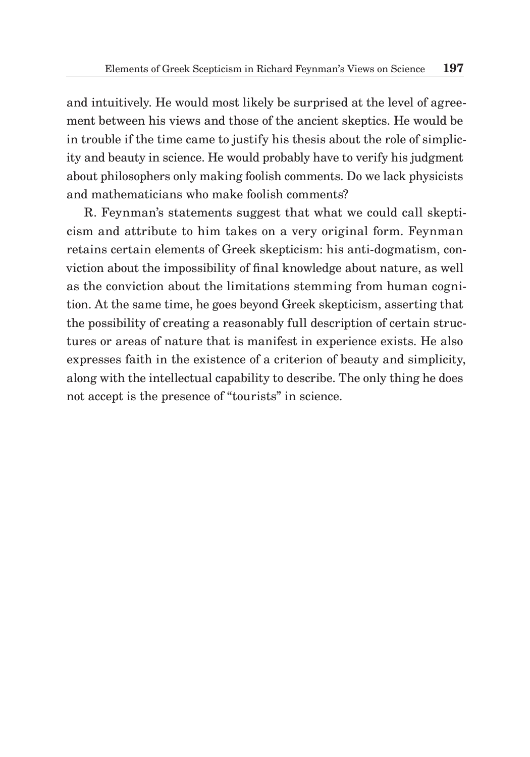and intuitively. He would most likely be surprised at the level of agreement between his views and those of the ancient skeptics. He would be in trouble if the time came to justify his thesis about the role of simplicity and beauty in science. He would probably have to verify his judgment about philosophers only making foolish comments. Do we lack physicists and mathematicians who make foolish comments?

R. Feynman's statements suggest that what we could call skepticism and attribute to him takes on a very original form. Feynman retains certain elements of Greek skepticism: his anti-dogmatism, conviction about the impossibility of final knowledge about nature, as well as the conviction about the limitations stemming from human cognition. At the same time, he goes beyond Greek skepticism, asserting that the possibility of creating a reasonably full description of certain structures or areas of nature that is manifest in experience exists. He also expresses faith in the existence of a criterion of beauty and simplicity, along with the intellectual capability to describe. The only thing he does not accept is the presence of "tourists" in science.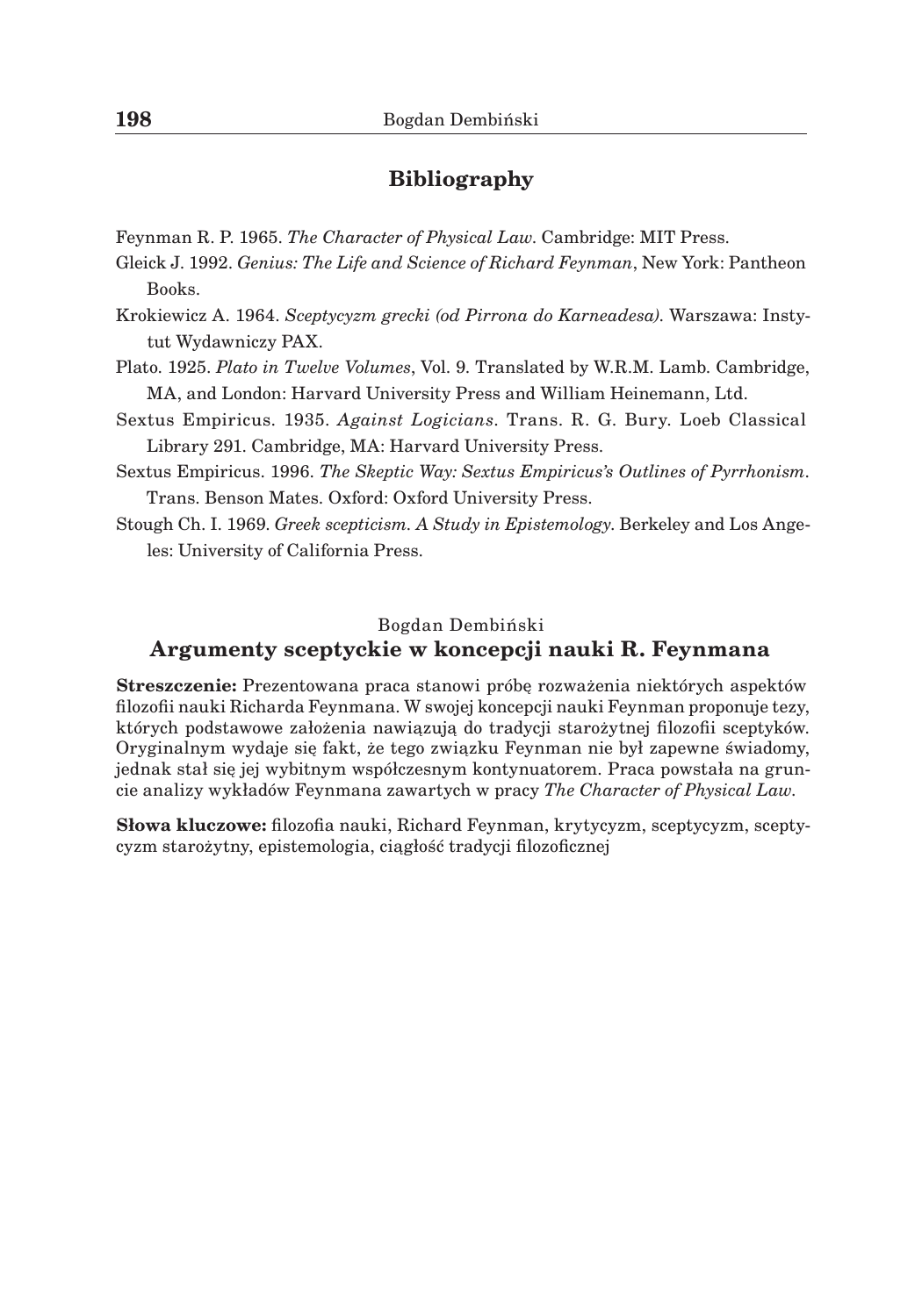## Bibliography

Feynman R. P. 1965. *The Character of Physical Law*. Cambridge: MIT Press.

Gleick J. 1992. *Genius: The Life and Science of Richard Feynman*, New York: Pantheon Books.

Krokiewicz A. 1964. *Sceptycyzm grecki (od Pirrona do Karneadesa)*. Warszawa: Instytut Wydawniczy PAX.

Plato. 1925. *Plato in Twelve Volumes*, Vol. 9. Translated by W.R.M. Lamb. Cambridge, MA, and London: Harvard University Press and William Heinemann, Ltd.

Sextus Empiricus. 1935. *Against Logicians*. Trans. R. G. Bury. Loeb Classical Library 291. Cambridge, MA: Harvard University Press.

Sextus Empiricus. 1996. *The Skeptic Way: Sextus Empiricus's Outlines of Pyrrhonism*. Trans. Benson Mates. Oxford: Oxford University Press.

Stough Ch. I. 1969. *Greek scepticism. A Study in Epistemology*. Berkeley and Los Angeles: University of California Press.

Bogdan Dembiński

## Argumenty sceptyckie w koncepcji nauki R. Feynmana

**Streszczenie:** Prezentowana praca stanowi próbę rozważenia niektórych aspektów filozofii nauki Richarda Feynmana. W swojej koncepcji nauki Feynman proponuje tezy, których podstawowe założenia nawiązują do tradycji starożytnej filozofii sceptyków. Oryginalnym wydaje się fakt, że tego związku Feynman nie był zapewne świadomy, jednak stał się jej wybitnym współczesnym kontynuatorem. Praca powstała na gruncie analizy wykładów Feynmana zawartych w pracy *The Character of Physical Law*.

**Słowa kluczowe:** filozofia nauki, Richard Feynman, krytycyzm, sceptycyzm, sceptycyzm starożytny, epistemologia, ciągłość tradycji filozoficznej